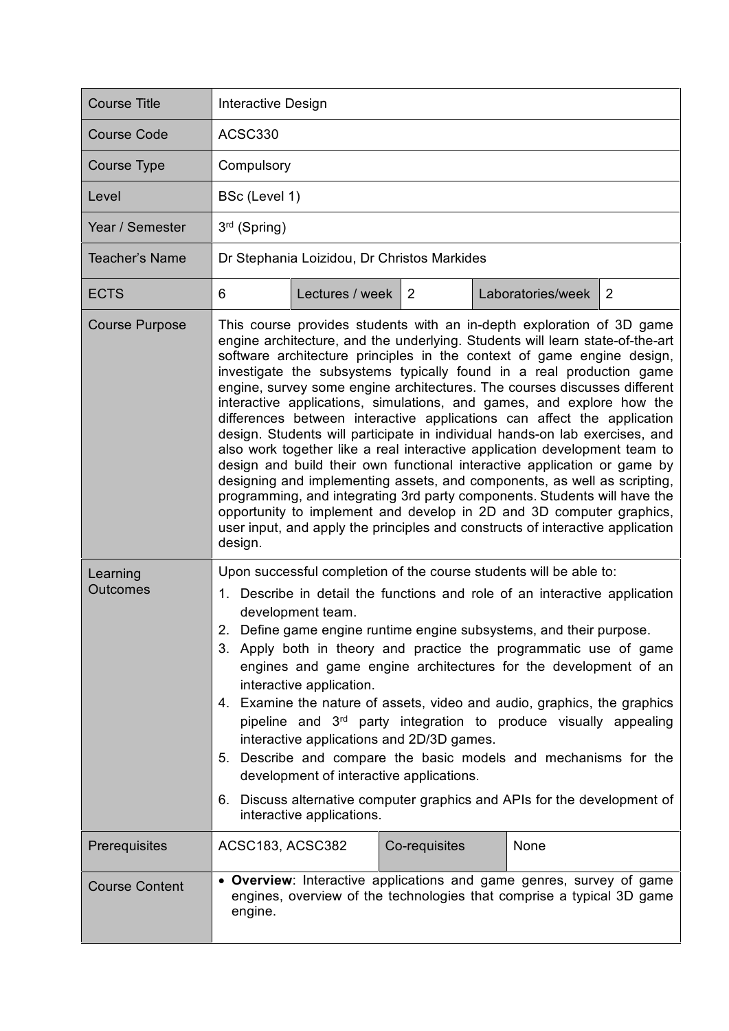| Course Title | Interactive Design | | | | |
|---|---|---|---|---|---|
| Course Code | ACSC330 | | | | |
| Course Type | Compulsory | | | | |
| Level | BSc (Level 1) | | | | |
| Year / Semester | 3rd (Spring) | | | | |
| Teacher's Name | Dr Stephania Loizidou, Dr Christos Markides | | | | |
| ECTS | 6 | Lectures / week | 2 | Laboratories/week | 2 |
| Course Purpose | This course provides students with an in-depth exploration of 3D game engine architecture, and the underlying. Students will learn state-of-the-art software architecture principles in the context of game engine design, investigate the subsystems typically found in a real production game engine, survey some engine architectures. The courses discusses different interactive applications, simulations, and games, and explore how the differences between interactive applications can affect the application design. Students will participate in individual hands-on lab exercises, and also work together like a real interactive application development team to design and build their own functional interactive application or game by designing and implementing assets, and components, as well as scripting, programming, and integrating 3rd party components. Students will have the opportunity to implement and develop in 2D and 3D computer graphics, user input, and apply the principles and constructs of interactive application design. | | | | |
| Learning Outcomes | Upon successful completion of the course students will be able to:<br>1. Describe in detail the functions and role of an interactive application development team.<br>2. Define game engine runtime engine subsystems, and their purpose.<br>3. Apply both in theory and practice the programmatic use of game engines and game engine architectures for the development of an interactive application.<br>4. Examine the nature of assets, video and audio, graphics, the graphics pipeline and 3rd party integration to produce visually appealing interactive applications and 2D/3D games.<br>5. Describe and compare the basic models and mechanisms for the development of interactive applications.<br>6. Discuss alternative computer graphics and APIs for the development of interactive applications. | | | | |
| Prerequisites | ACSC183, ACSC382 | Co-requisites | None | | |
| Course Content | • **Overview**: Interactive applications and game genres, survey of game engines, overview of the technologies that comprise a typical 3D game engine. | | | | |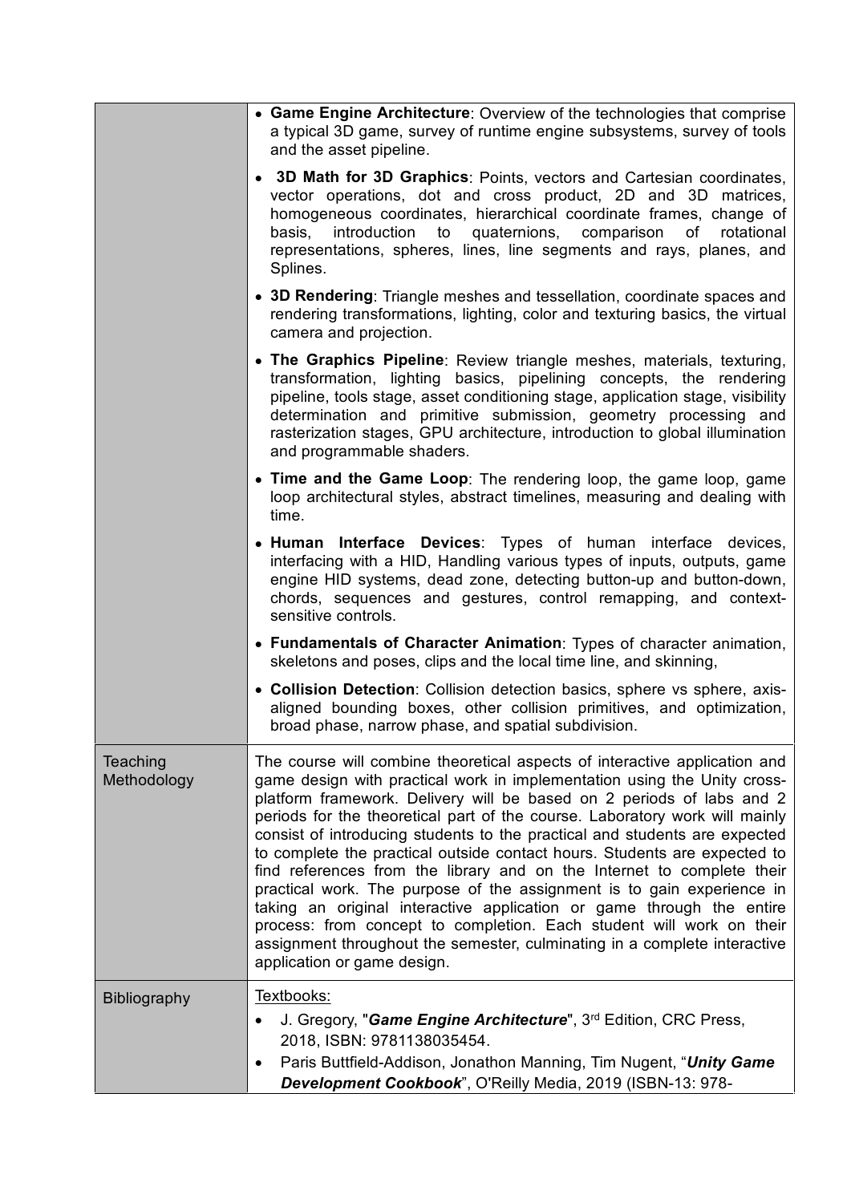|  |  |
|---|---|
|  | • **Game Engine Architecture**: Overview of the technologies that comprise a typical 3D game, survey of runtime engine subsystems, survey of tools and the asset pipeline.<br>• **3D Math for 3D Graphics**: Points, vectors and Cartesian coordinates, vector operations, dot and cross product, 2D and 3D matrices, homogeneous coordinates, hierarchical coordinate frames, change of basis, introduction to quaternions, comparison of rotational representations, spheres, lines, line segments and rays, planes, and Splines.<br>• **3D Rendering**: Triangle meshes and tessellation, coordinate spaces and rendering transformations, lighting, color and texturing basics, the virtual camera and projection.<br>• **The Graphics Pipeline**: Review triangle meshes, materials, texturing, transformation, lighting basics, pipelining concepts, the rendering pipeline, tools stage, asset conditioning stage, application stage, visibility determination and primitive submission, geometry processing and rasterization stages, GPU architecture, introduction to global illumination and programmable shaders.<br>• **Time and the Game Loop**: The rendering loop, the game loop, game loop architectural styles, abstract timelines, measuring and dealing with time.<br>• **Human Interface Devices**: Types of human interface devices, interfacing with a HID, Handling various types of inputs, outputs, game engine HID systems, dead zone, detecting button-up and button-down, chords, sequences and gestures, control remapping, and context-sensitive controls.<br>• **Fundamentals of Character Animation**: Types of character animation, skeletons and poses, clips and the local time line, and skinning,<br>• **Collision Detection**: Collision detection basics, sphere vs sphere, axis-aligned bounding boxes, other collision primitives, and optimization, broad phase, narrow phase, and spatial subdivision. |
| Teaching Methodology | The course will combine theoretical aspects of interactive application and game design with practical work in implementation using the Unity cross-platform framework. Delivery will be based on 2 periods of labs and 2 periods for the theoretical part of the course. Laboratory work will mainly consist of introducing students to the practical and students are expected to complete the practical outside contact hours. Students are expected to find references from the library and on the Internet to complete their practical work. The purpose of the assignment is to gain experience in taking an original interactive application or game through the entire process: from concept to completion. Each student will work on their assignment throughout the semester, culminating in a complete interactive application or game design. |
| Bibliography | Textbooks:<br>• J. Gregory, "***Game Engine Architecture***", 3rd Edition, CRC Press, 2018, ISBN: 9781138035454.<br>• Paris Buttfield-Addison, Jonathon Manning, Tim Nugent, "***Unity Game Development Cookbook***", O'Reilly Media, 2019 (ISBN-13: 978- |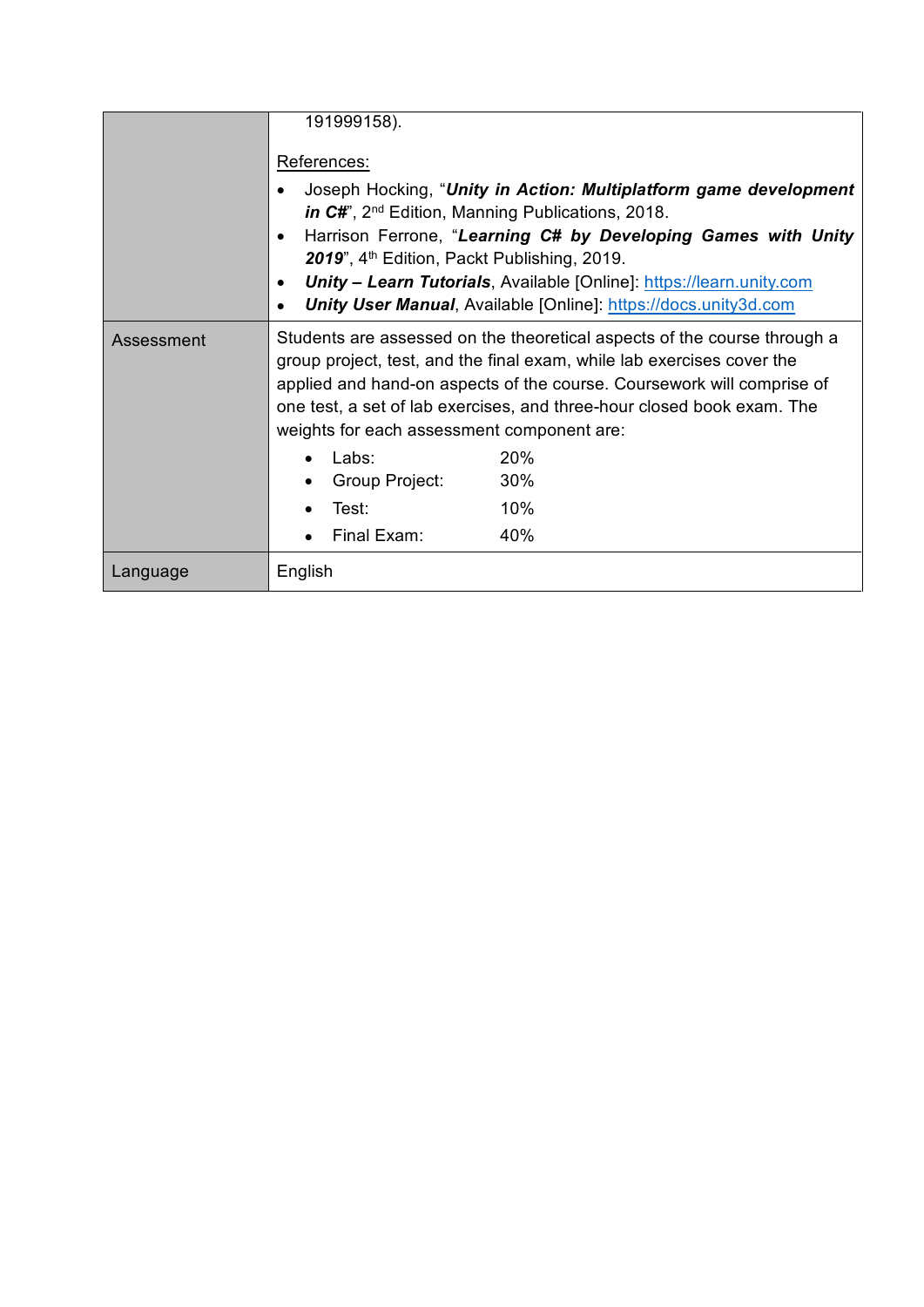| | |
|---|---|
| | 191999158).<br><br><u>References:</u><br>• Joseph Hocking, "***Unity in Action: Multiplatform game development in C#***", 2nd Edition, Manning Publications, 2018.<br>• Harrison Ferrone, "***Learning C# by Developing Games with Unity 2019***", 4th Edition, Packt Publishing, 2019.<br>• ***Unity – Learn Tutorials***, Available [Online]: https://learn.unity.com<br>• ***Unity User Manual***, Available [Online]: https://docs.unity3d.com |
| Assessment | Students are assessed on the theoretical aspects of the course through a group project, test, and the final exam, while lab exercises cover the applied and hand-on aspects of the course. Coursework will comprise of one test, a set of lab exercises, and three-hour closed book exam. The weights for each assessment component are:<br>• Labs: 20%<br>• Group Project: 30%<br>• Test: 10%<br>• Final Exam: 40% |
| Language | English |